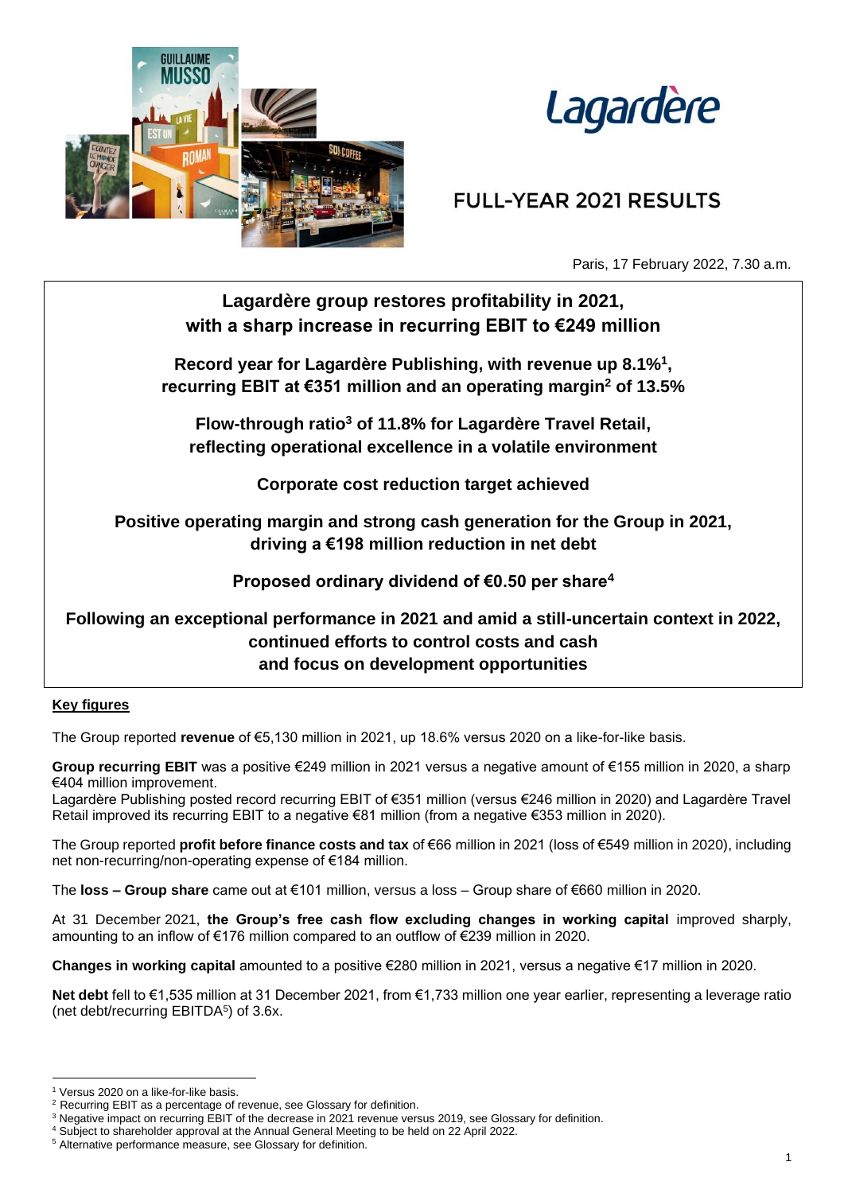# FULL-YEAR 2021 RESULTS

Paris, 17 February 2022, 7.30 a.m.

**Lagardère group restores profitability in 2021, with a sharp increase in recurring EBIT to €249 million**

**Record year for Lagardère Publishing, with revenue up 8.1%[1], recurring EBIT at €351 million and an operating margin[2] of 13.5%**

**Flow-through ratio[3] of 11.8% for Lagardère Travel Retail, reflecting operational excellence in a volatile environment**

**Corporate cost reduction target achieved**

**Positive operating margin and strong cash generation for the Group in 2021, driving a €198 million reduction in net debt**

**Proposed ordinary dividend of €0.50 per share[4]**

**Following an exceptional performance in 2021 and amid a still-uncertain context in 2022, continued efforts to control costs and cash and focus on development opportunities**

## Key figures

The Group reported **revenue** of €5,130 million in 2021, up 18.6% versus 2020 on a like-for-like basis.

**Group recurring EBIT** was a positive €249 million in 2021 versus a negative amount of €155 million in 2020, a sharp €404 million improvement.
Lagardère Publishing posted record recurring EBIT of €351 million (versus €246 million in 2020) and Lagardère Travel Retail improved its recurring EBIT to a negative €81 million (from a negative €353 million in 2020).

The Group reported **profit before finance costs and tax** of €66 million in 2021 (loss of €549 million in 2020), including net non-recurring/non-operating expense of €184 million.

The **loss – Group share** came out at €101 million, versus a loss – Group share of €660 million in 2020.

At 31 December 2021, **the Group's free cash flow excluding changes in working capital** improved sharply, amounting to an inflow of €176 million compared to an outflow of €239 million in 2020.

**Changes in working capital** amounted to a positive €280 million in 2021, versus a negative €17 million in 2020.

**Net debt** fell to €1,535 million at 31 December 2021, from €1,733 million one year earlier, representing a leverage ratio (net debt/recurring EBITDA[5]) of 3.6x.

---

[1] Versus 2020 on a like-for-like basis.
[2] Recurring EBIT as a percentage of revenue, see Glossary for definition.
[3] Negative impact on recurring EBIT of the decrease in 2021 revenue versus 2019, see Glossary for definition.
[4] Subject to shareholder approval at the Annual General Meeting to be held on 22 April 2022.
[5] Alternative performance measure, see Glossary for definition.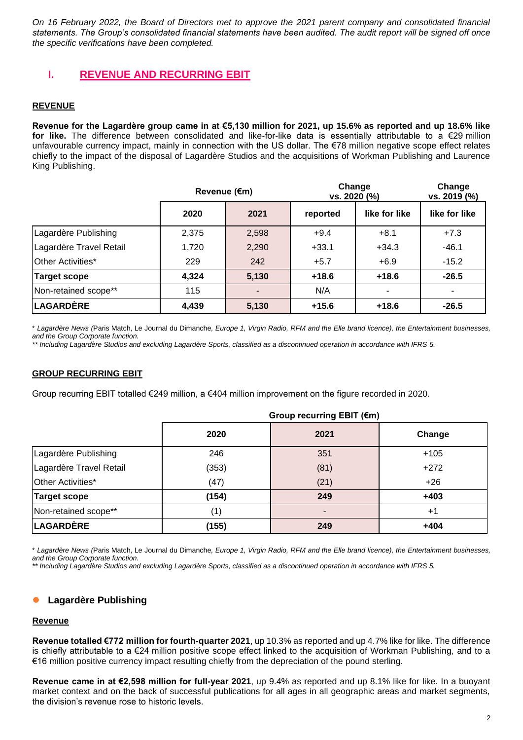*On 16 February 2022, the Board of Directors met to approve the 2021 parent company and consolidated financial statements. The Group's consolidated financial statements have been audited. The audit report will be signed off once the specific verifications have been completed.*

## I. REVENUE AND RECURRING EBIT

### REVENUE

**Revenue for the Lagardère group came in at €5,130 million for 2021, up 15.6% as reported and up 18.6% like for like.** The difference between consolidated and like-for-like data is essentially attributable to a €29 million unfavourable currency impact, mainly in connection with the US dollar. The €78 million negative scope effect relates chiefly to the impact of the disposal of Lagardère Studios and the acquisitions of Workman Publishing and Laurence King Publishing.

| | Revenue (€m) | | Change vs. 2020 (%) | | Change vs. 2019 (%) |
|---|---|---|---|---|---|
| | 2020 | 2021 | reported | like for like | like for like |
| Lagardère Publishing | 2,375 | 2,598 | +9.4 | +8.1 | +7.3 |
| Lagardère Travel Retail | 1,720 | 2,290 | +33.1 | +34.3 | -46.1 |
| Other Activities* | 229 | 242 | +5.7 | +6.9 | -15.2 |
| **Target scope** | **4,324** | **5,130** | **+18.6** | **+18.6** | **-26.5** |
| Non-retained scope** | 115 | - | N/A | - | - |
| **LAGARDÈRE** | **4,439** | **5,130** | **+15.6** | **+18.6** | **-26.5** |

\* *Lagardère News (*Paris Match, Le Journal du Dimanche*, Europe 1, Virgin Radio, RFM and the Elle brand licence), the Entertainment businesses, and the Group Corporate function.*

\*\* *Including Lagardère Studios and excluding Lagardère Sports, classified as a discontinued operation in accordance with IFRS 5.*

### GROUP RECURRING EBIT

Group recurring EBIT totalled €249 million, a €404 million improvement on the figure recorded in 2020.

| | Group recurring EBIT (€m) | | |
|---|---|---|---|
| | 2020 | 2021 | Change |
| Lagardère Publishing | 246 | 351 | +105 |
| Lagardère Travel Retail | (353) | (81) | +272 |
| Other Activities* | (47) | (21) | +26 |
| **Target scope** | **(154)** | **249** | **+403** |
| Non-retained scope** | (1) | - | +1 |
| **LAGARDÈRE** | **(155)** | **249** | **+404** |

\* *Lagardère News (*Paris Match, Le Journal du Dimanche*, Europe 1, Virgin Radio, RFM and the Elle brand licence), the Entertainment businesses, and the Group Corporate function.*

\*\* *Including Lagardère Studios and excluding Lagardère Sports, classified as a discontinued operation in accordance with IFRS 5.*

### • Lagardère Publishing

#### Revenue

**Revenue totalled €772 million for fourth-quarter 2021**, up 10.3% as reported and up 4.7% like for like. The difference is chiefly attributable to a €24 million positive scope effect linked to the acquisition of Workman Publishing, and to a €16 million positive currency impact resulting chiefly from the depreciation of the pound sterling.

**Revenue came in at €2,598 million for full-year 2021**, up 9.4% as reported and up 8.1% like for like. In a buoyant market context and on the back of successful publications for all ages in all geographic areas and market segments, the division's revenue rose to historic levels.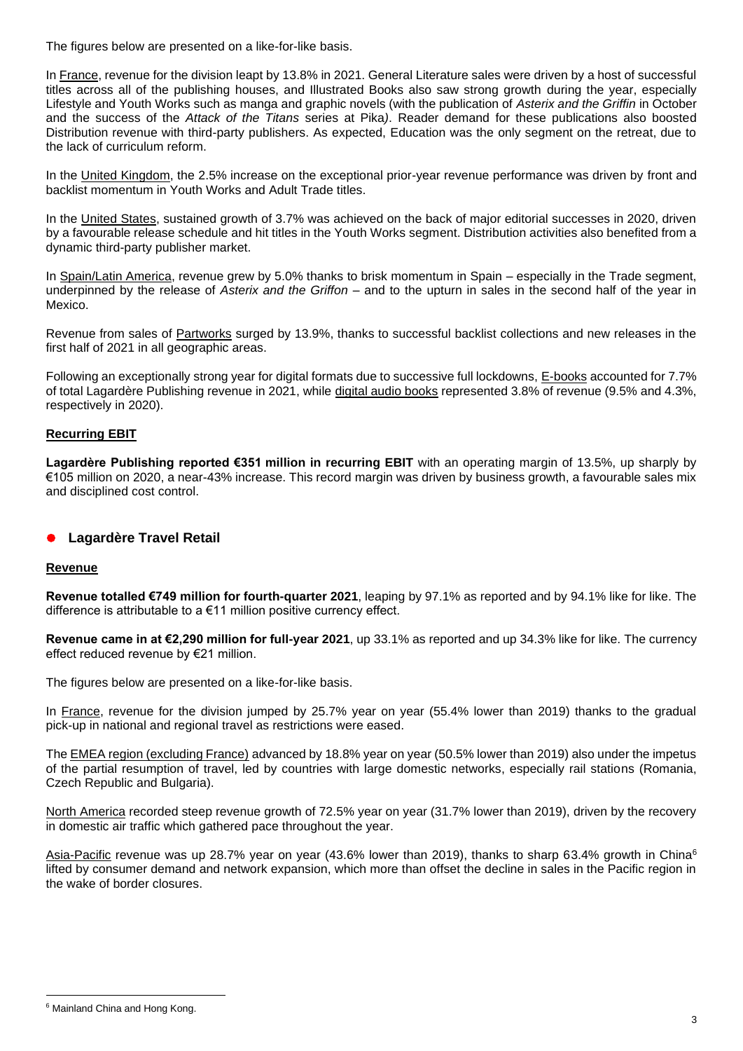The figures below are presented on a like-for-like basis.

In France, revenue for the division leapt by 13.8% in 2021. General Literature sales were driven by a host of successful titles across all of the publishing houses, and Illustrated Books also saw strong growth during the year, especially Lifestyle and Youth Works such as manga and graphic novels (with the publication of *Asterix and the Griffin* in October and the success of the *Attack of the Titans* series at Pika). Reader demand for these publications also boosted Distribution revenue with third-party publishers. As expected, Education was the only segment on the retreat, due to the lack of curriculum reform.

In the United Kingdom, the 2.5% increase on the exceptional prior-year revenue performance was driven by front and backlist momentum in Youth Works and Adult Trade titles.

In the United States, sustained growth of 3.7% was achieved on the back of major editorial successes in 2020, driven by a favourable release schedule and hit titles in the Youth Works segment. Distribution activities also benefited from a dynamic third-party publisher market.

In Spain/Latin America, revenue grew by 5.0% thanks to brisk momentum in Spain – especially in the Trade segment, underpinned by the release of *Asterix and the Griffon* – and to the upturn in sales in the second half of the year in Mexico.

Revenue from sales of Partworks surged by 13.9%, thanks to successful backlist collections and new releases in the first half of 2021 in all geographic areas.

Following an exceptionally strong year for digital formats due to successive full lockdowns, E-books accounted for 7.7% of total Lagardère Publishing revenue in 2021, while digital audio books represented 3.8% of revenue (9.5% and 4.3%, respectively in 2020).

**Recurring EBIT**

**Lagardère Publishing reported €351 million in recurring EBIT** with an operating margin of 13.5%, up sharply by €105 million on 2020, a near-43% increase. This record margin was driven by business growth, a favourable sales mix and disciplined cost control.

## Lagardère Travel Retail

**Revenue**

**Revenue totalled €749 million for fourth-quarter 2021**, leaping by 97.1% as reported and by 94.1% like for like. The difference is attributable to a €11 million positive currency effect.

**Revenue came in at €2,290 million for full-year 2021**, up 33.1% as reported and up 34.3% like for like. The currency effect reduced revenue by €21 million.

The figures below are presented on a like-for-like basis.

In France, revenue for the division jumped by 25.7% year on year (55.4% lower than 2019) thanks to the gradual pick-up in national and regional travel as restrictions were eased.

The EMEA region (excluding France) advanced by 18.8% year on year (50.5% lower than 2019) also under the impetus of the partial resumption of travel, led by countries with large domestic networks, especially rail stations (Romania, Czech Republic and Bulgaria).

North America recorded steep revenue growth of 72.5% year on year (31.7% lower than 2019), driven by the recovery in domestic air traffic which gathered pace throughout the year.

Asia-Pacific revenue was up 28.7% year on year (43.6% lower than 2019), thanks to sharp 63.4% growth in China[6] lifted by consumer demand and network expansion, which more than offset the decline in sales in the Pacific region in the wake of border closures.

[6] Mainland China and Hong Kong.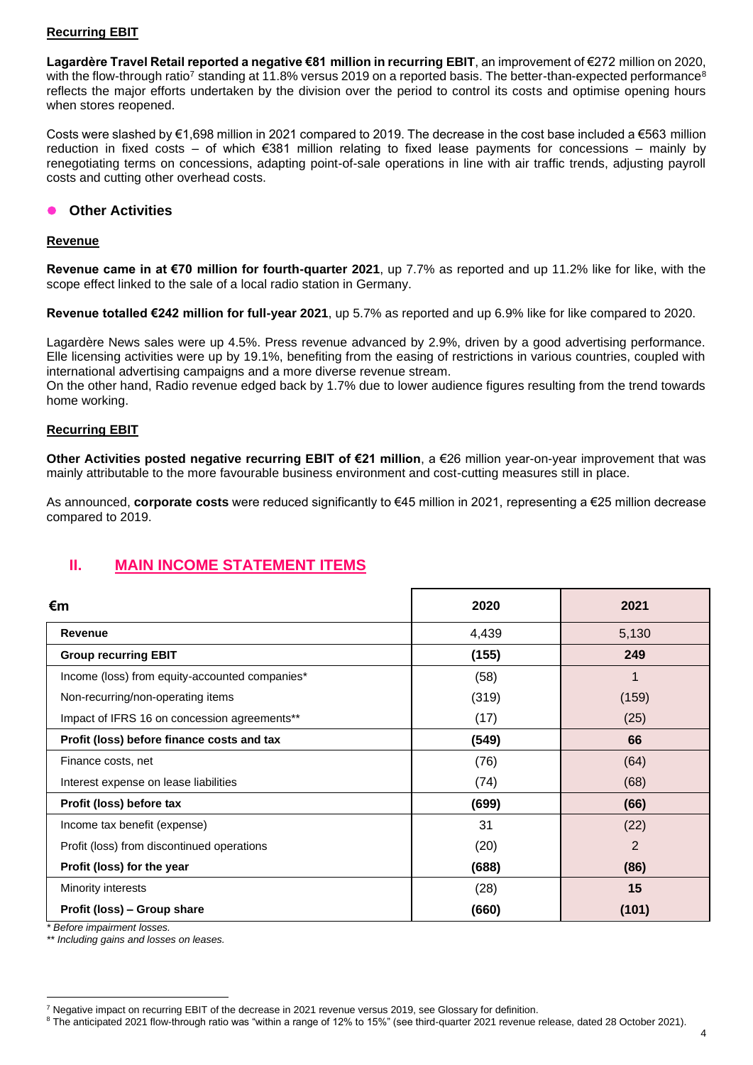**Recurring EBIT**

**Lagardère Travel Retail reported a negative €81 million in recurring EBIT**, an improvement of €272 million on 2020, with the flow-through ratio[7] standing at 11.8% versus 2019 on a reported basis. The better-than-expected performance[8] reflects the major efforts undertaken by the division over the period to control its costs and optimise opening hours when stores reopened.

Costs were slashed by €1,698 million in 2021 compared to 2019. The decrease in the cost base included a €563 million reduction in fixed costs – of which €381 million relating to fixed lease payments for concessions – mainly by renegotiating terms on concessions, adapting point-of-sale operations in line with air traffic trends, adjusting payroll costs and cutting other overhead costs.

- **Other Activities**

**Revenue**

**Revenue came in at €70 million for fourth-quarter 2021**, up 7.7% as reported and up 11.2% like for like, with the scope effect linked to the sale of a local radio station in Germany.

**Revenue totalled €242 million for full-year 2021**, up 5.7% as reported and up 6.9% like for like compared to 2020.

Lagardère News sales were up 4.5%. Press revenue advanced by 2.9%, driven by a good advertising performance. Elle licensing activities were up by 19.1%, benefiting from the easing of restrictions in various countries, coupled with international advertising campaigns and a more diverse revenue stream.
On the other hand, Radio revenue edged back by 1.7% due to lower audience figures resulting from the trend towards home working.

**Recurring EBIT**

**Other Activities posted negative recurring EBIT of €21 million**, a €26 million year-on-year improvement that was mainly attributable to the more favourable business environment and cost-cutting measures still in place.

As announced, **corporate costs** were reduced significantly to €45 million in 2021, representing a €25 million decrease compared to 2019.

## II. MAIN INCOME STATEMENT ITEMS

| €m | 2020 | 2021 |
|---|---|---|
| **Revenue** | 4,439 | 5,130 |
| **Group recurring EBIT** | **(155)** | **249** |
| Income (loss) from equity-accounted companies* | (58) | 1 |
| Non-recurring/non-operating items | (319) | (159) |
| Impact of IFRS 16 on concession agreements** | (17) | (25) |
| **Profit (loss) before finance costs and tax** | **(549)** | **66** |
| Finance costs, net | (76) | (64) |
| Interest expense on lease liabilities | (74) | (68) |
| **Profit (loss) before tax** | **(699)** | **(66)** |
| Income tax benefit (expense) | 31 | (22) |
| Profit (loss) from discontinued operations | (20) | 2 |
| **Profit (loss) for the year** | **(688)** | **(86)** |
| Minority interests | (28) | **15** |
| **Profit (loss) – Group share** | **(660)** | **(101)** |

*\* Before impairment losses.*

*\*\* Including gains and losses on leases.*

[7] Negative impact on recurring EBIT of the decrease in 2021 revenue versus 2019, see Glossary for definition.

[8] The anticipated 2021 flow-through ratio was "within a range of 12% to 15%" (see third-quarter 2021 revenue release, dated 28 October 2021).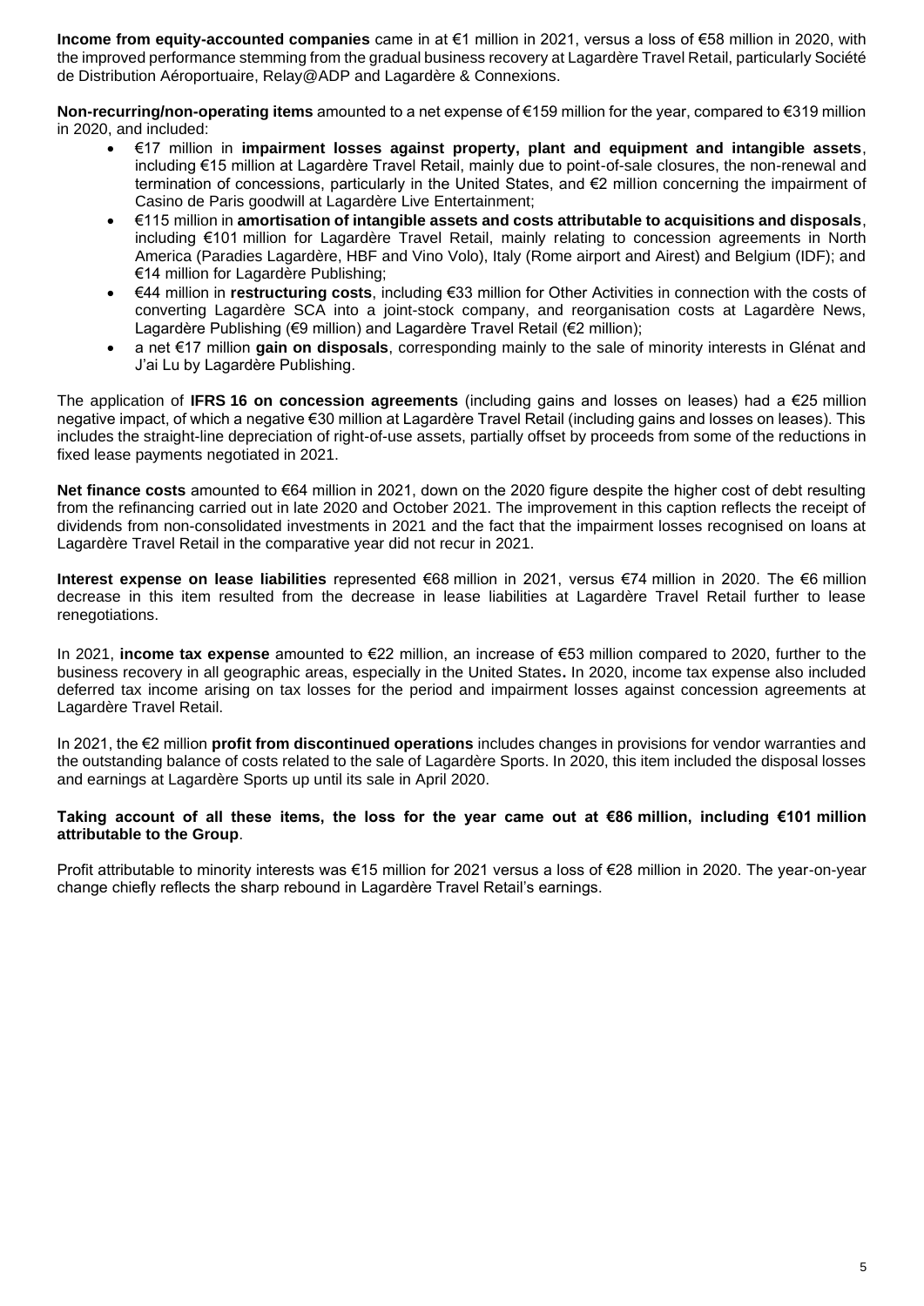**Income from equity-accounted companies** came in at €1 million in 2021, versus a loss of €58 million in 2020, with the improved performance stemming from the gradual business recovery at Lagardère Travel Retail, particularly Société de Distribution Aéroportuaire, Relay@ADP and Lagardère & Connexions.

**Non-recurring/non-operating items** amounted to a net expense of €159 million for the year, compared to €319 million in 2020, and included:

- €17 million in **impairment losses against property, plant and equipment and intangible assets**, including €15 million at Lagardère Travel Retail, mainly due to point-of-sale closures, the non-renewal and termination of concessions, particularly in the United States, and €2 million concerning the impairment of Casino de Paris goodwill at Lagardère Live Entertainment;
- €115 million in **amortisation of intangible assets and costs attributable to acquisitions and disposals**, including €101 million for Lagardère Travel Retail, mainly relating to concession agreements in North America (Paradies Lagardère, HBF and Vino Volo), Italy (Rome airport and Airest) and Belgium (IDF); and €14 million for Lagardère Publishing;
- €44 million in **restructuring costs**, including €33 million for Other Activities in connection with the costs of converting Lagardère SCA into a joint-stock company, and reorganisation costs at Lagardère News, Lagardère Publishing (€9 million) and Lagardère Travel Retail (€2 million);
- a net €17 million **gain on disposals**, corresponding mainly to the sale of minority interests in Glénat and J'ai Lu by Lagardère Publishing.

The application of **IFRS 16 on concession agreements** (including gains and losses on leases) had a €25 million negative impact, of which a negative €30 million at Lagardère Travel Retail (including gains and losses on leases). This includes the straight-line depreciation of right-of-use assets, partially offset by proceeds from some of the reductions in fixed lease payments negotiated in 2021.

**Net finance costs** amounted to €64 million in 2021, down on the 2020 figure despite the higher cost of debt resulting from the refinancing carried out in late 2020 and October 2021. The improvement in this caption reflects the receipt of dividends from non-consolidated investments in 2021 and the fact that the impairment losses recognised on loans at Lagardère Travel Retail in the comparative year did not recur in 2021.

**Interest expense on lease liabilities** represented €68 million in 2021, versus €74 million in 2020. The €6 million decrease in this item resulted from the decrease in lease liabilities at Lagardère Travel Retail further to lease renegotiations.

In 2021, **income tax expense** amounted to €22 million, an increase of €53 million compared to 2020, further to the business recovery in all geographic areas, especially in the United States**.** In 2020, income tax expense also included deferred tax income arising on tax losses for the period and impairment losses against concession agreements at Lagardère Travel Retail.

In 2021, the €2 million **profit from discontinued operations** includes changes in provisions for vendor warranties and the outstanding balance of costs related to the sale of Lagardère Sports. In 2020, this item included the disposal losses and earnings at Lagardère Sports up until its sale in April 2020.

**Taking account of all these items, the loss for the year came out at €86 million, including €101 million attributable to the Group**.

Profit attributable to minority interests was €15 million for 2021 versus a loss of €28 million in 2020. The year-on-year change chiefly reflects the sharp rebound in Lagardère Travel Retail's earnings.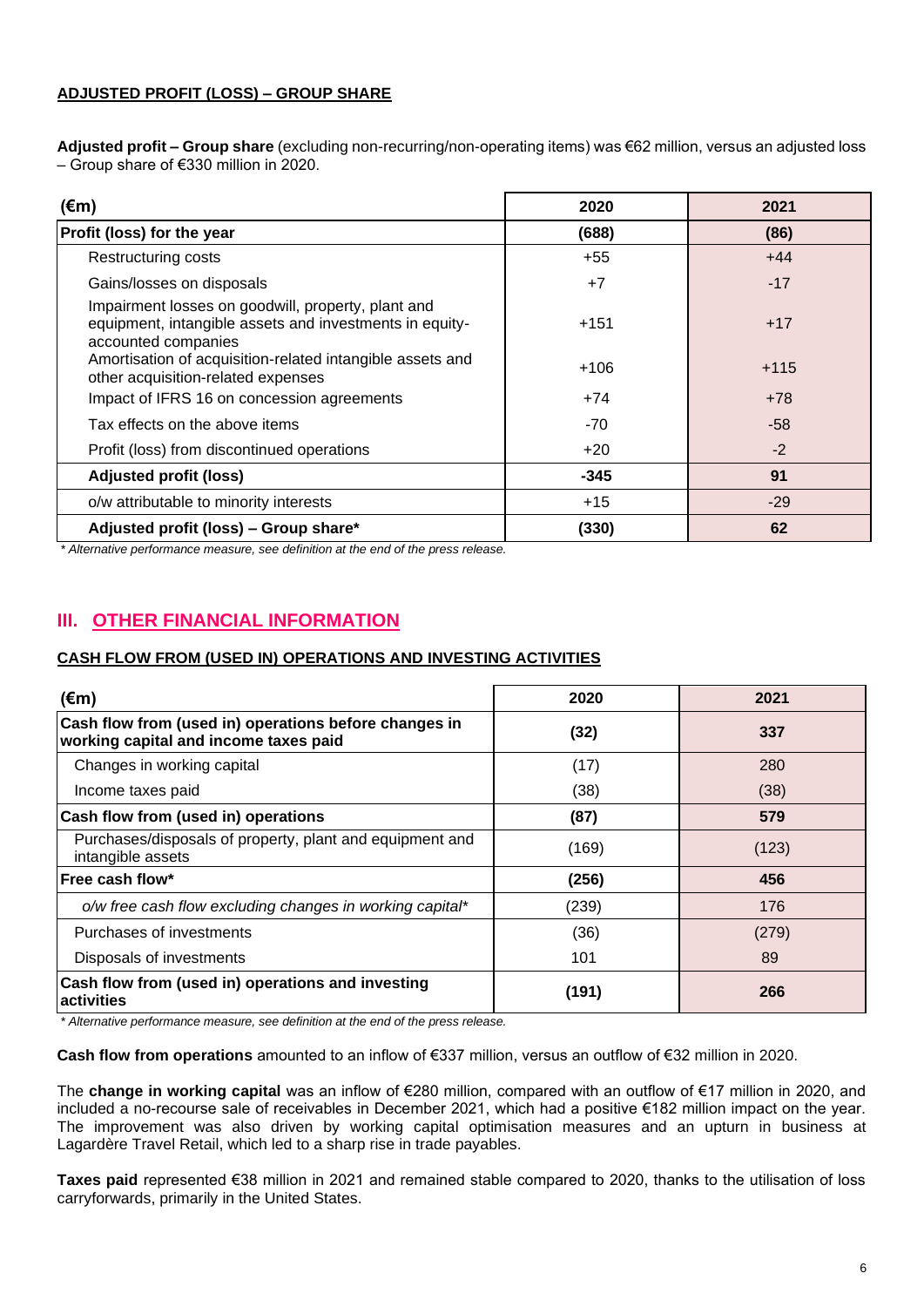### ADJUSTED PROFIT (LOSS) – GROUP SHARE

**Adjusted profit – Group share** (excluding non-recurring/non-operating items) was €62 million, versus an adjusted loss – Group share of €330 million in 2020.

| (€m) | 2020 | 2021 |
|---|---|---|
| **Profit (loss) for the year** | **(688)** | **(86)** |
| Restructuring costs | +55 | +44 |
| Gains/losses on disposals | +7 | -17 |
| Impairment losses on goodwill, property, plant and equipment, intangible assets and investments in equity-accounted companies | +151 | +17 |
| Amortisation of acquisition-related intangible assets and other acquisition-related expenses | +106 | +115 |
| Impact of IFRS 16 on concession agreements | +74 | +78 |
| Tax effects on the above items | -70 | -58 |
| Profit (loss) from discontinued operations | +20 | -2 |
| **Adjusted profit (loss)** | **-345** | **91** |
| o/w attributable to minority interests | +15 | -29 |
| **Adjusted profit (loss) – Group share*** | **(330)** | **62** |

*\* Alternative performance measure, see definition at the end of the press release.*

## III. OTHER FINANCIAL INFORMATION

### CASH FLOW FROM (USED IN) OPERATIONS AND INVESTING ACTIVITIES

| (€m) | 2020 | 2021 |
|---|---|---|
| **Cash flow from (used in) operations before changes in working capital and income taxes paid** | **(32)** | **337** |
| Changes in working capital | (17) | 280 |
| Income taxes paid | (38) | (38) |
| **Cash flow from (used in) operations** | **(87)** | **579** |
| Purchases/disposals of property, plant and equipment and intangible assets | (169) | (123) |
| **Free cash flow*** | **(256)** | **456** |
| *o/w free cash flow excluding changes in working capital** | (239) | 176 |
| Purchases of investments | (36) | (279) |
| Disposals of investments | 101 | 89 |
| **Cash flow from (used in) operations and investing activities** | **(191)** | **266** |

*\* Alternative performance measure, see definition at the end of the press release.*

**Cash flow from operations** amounted to an inflow of €337 million, versus an outflow of €32 million in 2020.

The **change in working capital** was an inflow of €280 million, compared with an outflow of €17 million in 2020, and included a no-recourse sale of receivables in December 2021, which had a positive €182 million impact on the year. The improvement was also driven by working capital optimisation measures and an upturn in business at Lagardère Travel Retail, which led to a sharp rise in trade payables.

**Taxes paid** represented €38 million in 2021 and remained stable compared to 2020, thanks to the utilisation of loss carryforwards, primarily in the United States.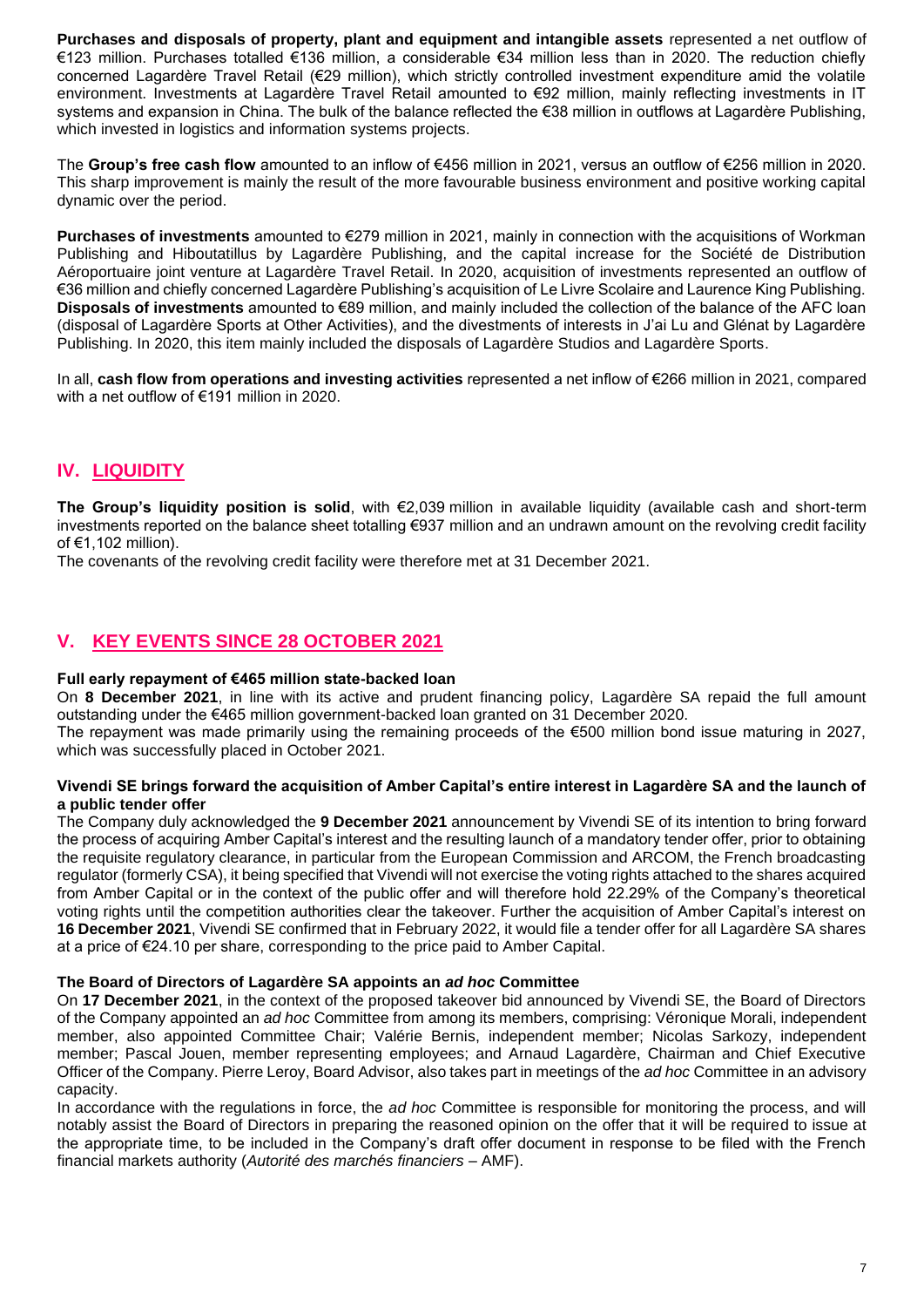**Purchases and disposals of property, plant and equipment and intangible assets** represented a net outflow of €123 million. Purchases totalled €136 million, a considerable €34 million less than in 2020. The reduction chiefly concerned Lagardère Travel Retail (€29 million), which strictly controlled investment expenditure amid the volatile environment. Investments at Lagardère Travel Retail amounted to €92 million, mainly reflecting investments in IT systems and expansion in China. The bulk of the balance reflected the €38 million in outflows at Lagardère Publishing, which invested in logistics and information systems projects.

The **Group's free cash flow** amounted to an inflow of €456 million in 2021, versus an outflow of €256 million in 2020. This sharp improvement is mainly the result of the more favourable business environment and positive working capital dynamic over the period.

**Purchases of investments** amounted to €279 million in 2021, mainly in connection with the acquisitions of Workman Publishing and Hiboutatillus by Lagardère Publishing, and the capital increase for the Société de Distribution Aéroportuaire joint venture at Lagardère Travel Retail. In 2020, acquisition of investments represented an outflow of €36 million and chiefly concerned Lagardère Publishing's acquisition of Le Livre Scolaire and Laurence King Publishing. **Disposals of investments** amounted to €89 million, and mainly included the collection of the balance of the AFC loan (disposal of Lagardère Sports at Other Activities), and the divestments of interests in J'ai Lu and Glénat by Lagardère Publishing. In 2020, this item mainly included the disposals of Lagardère Studios and Lagardère Sports.

In all, **cash flow from operations and investing activities** represented a net inflow of €266 million in 2021, compared with a net outflow of €191 million in 2020.

## IV. LIQUIDITY

**The Group's liquidity position is solid**, with €2,039 million in available liquidity (available cash and short-term investments reported on the balance sheet totalling €937 million and an undrawn amount on the revolving credit facility of €1,102 million).

The covenants of the revolving credit facility were therefore met at 31 December 2021.

## V. KEY EVENTS SINCE 28 OCTOBER 2021

### Full early repayment of €465 million state-backed loan

On **8 December 2021**, in line with its active and prudent financing policy, Lagardère SA repaid the full amount outstanding under the €465 million government-backed loan granted on 31 December 2020.

The repayment was made primarily using the remaining proceeds of the €500 million bond issue maturing in 2027, which was successfully placed in October 2021.

### Vivendi SE brings forward the acquisition of Amber Capital's entire interest in Lagardère SA and the launch of a public tender offer

The Company duly acknowledged the **9 December 2021** announcement by Vivendi SE of its intention to bring forward the process of acquiring Amber Capital's interest and the resulting launch of a mandatory tender offer, prior to obtaining the requisite regulatory clearance, in particular from the European Commission and ARCOM, the French broadcasting regulator (formerly CSA), it being specified that Vivendi will not exercise the voting rights attached to the shares acquired from Amber Capital or in the context of the public offer and will therefore hold 22.29% of the Company's theoretical voting rights until the competition authorities clear the takeover. Further the acquisition of Amber Capital's interest on **16 December 2021**, Vivendi SE confirmed that in February 2022, it would file a tender offer for all Lagardère SA shares at a price of €24.10 per share, corresponding to the price paid to Amber Capital.

### The Board of Directors of Lagardère SA appoints an *ad hoc* Committee

On **17 December 2021**, in the context of the proposed takeover bid announced by Vivendi SE, the Board of Directors of the Company appointed an *ad hoc* Committee from among its members, comprising: Véronique Morali, independent member, also appointed Committee Chair; Valérie Bernis, independent member; Nicolas Sarkozy, independent member; Pascal Jouen, member representing employees; and Arnaud Lagardère, Chairman and Chief Executive Officer of the Company. Pierre Leroy, Board Advisor, also takes part in meetings of the *ad hoc* Committee in an advisory capacity.

In accordance with the regulations in force, the *ad hoc* Committee is responsible for monitoring the process, and will notably assist the Board of Directors in preparing the reasoned opinion on the offer that it will be required to issue at the appropriate time, to be included in the Company's draft offer document in response to be filed with the French financial markets authority (*Autorité des marchés financiers* – AMF).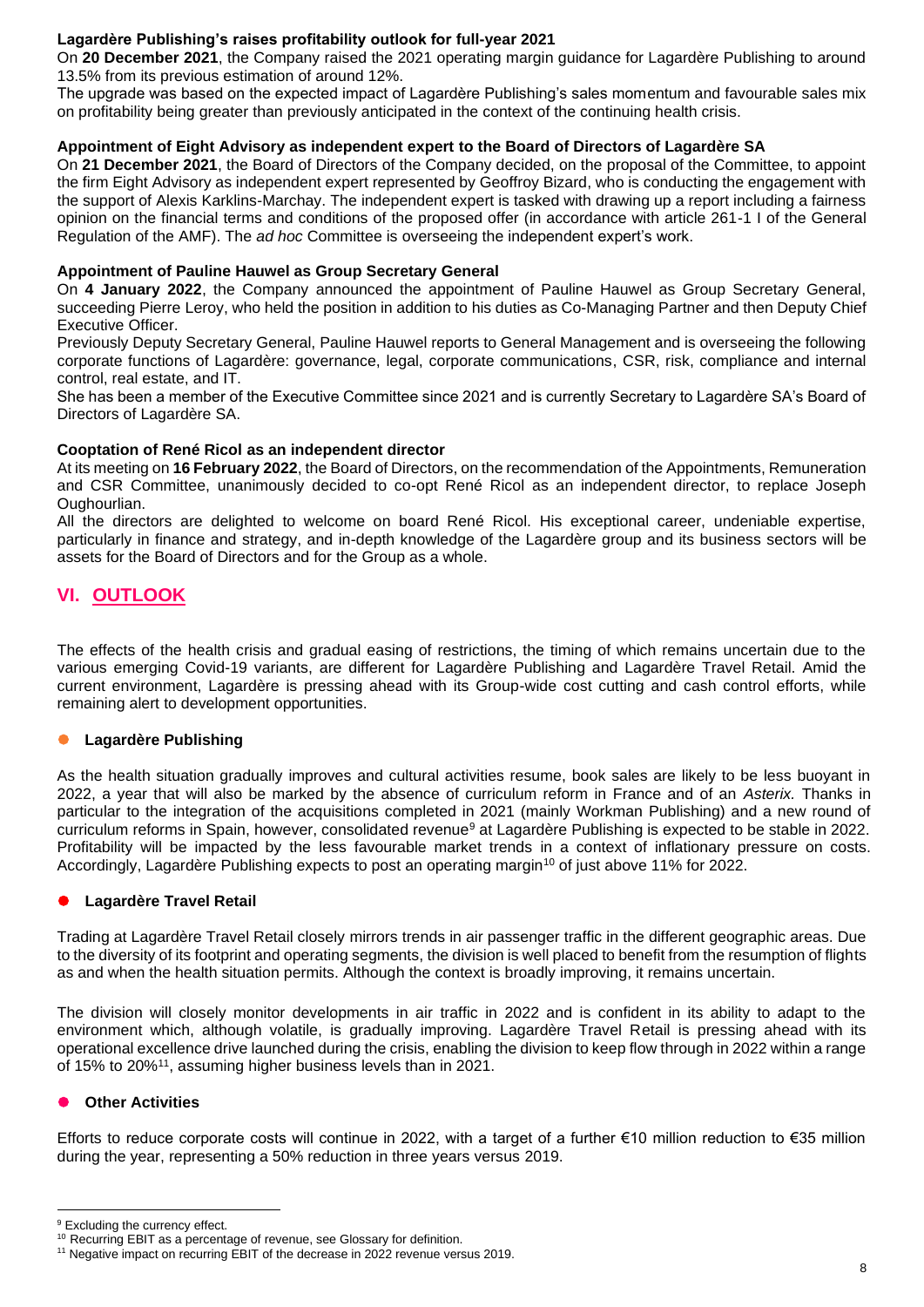**Lagardère Publishing's raises profitability outlook for full-year 2021**

On **20 December 2021**, the Company raised the 2021 operating margin guidance for Lagardère Publishing to around 13.5% from its previous estimation of around 12%.

The upgrade was based on the expected impact of Lagardère Publishing's sales momentum and favourable sales mix on profitability being greater than previously anticipated in the context of the continuing health crisis.

**Appointment of Eight Advisory as independent expert to the Board of Directors of Lagardère SA**

On **21 December 2021**, the Board of Directors of the Company decided, on the proposal of the Committee, to appoint the firm Eight Advisory as independent expert represented by Geoffroy Bizard, who is conducting the engagement with the support of Alexis Karklins-Marchay. The independent expert is tasked with drawing up a report including a fairness opinion on the financial terms and conditions of the proposed offer (in accordance with article 261-1 I of the General Regulation of the AMF). The *ad hoc* Committee is overseeing the independent expert's work.

**Appointment of Pauline Hauwel as Group Secretary General**

On **4 January 2022**, the Company announced the appointment of Pauline Hauwel as Group Secretary General, succeeding Pierre Leroy, who held the position in addition to his duties as Co-Managing Partner and then Deputy Chief Executive Officer.

Previously Deputy Secretary General, Pauline Hauwel reports to General Management and is overseeing the following corporate functions of Lagardère: governance, legal, corporate communications, CSR, risk, compliance and internal control, real estate, and IT.

She has been a member of the Executive Committee since 2021 and is currently Secretary to Lagardère SA's Board of Directors of Lagardère SA.

**Cooptation of René Ricol as an independent director**

At its meeting on **16 February 2022**, the Board of Directors, on the recommendation of the Appointments, Remuneration and CSR Committee, unanimously decided to co-opt René Ricol as an independent director, to replace Joseph Oughourlian.

All the directors are delighted to welcome on board René Ricol. His exceptional career, undeniable expertise, particularly in finance and strategy, and in-depth knowledge of the Lagardère group and its business sectors will be assets for the Board of Directors and for the Group as a whole.

## VI. OUTLOOK

The effects of the health crisis and gradual easing of restrictions, the timing of which remains uncertain due to the various emerging Covid-19 variants, are different for Lagardère Publishing and Lagardère Travel Retail. Amid the current environment, Lagardère is pressing ahead with its Group-wide cost cutting and cash control efforts, while remaining alert to development opportunities.

### Lagardère Publishing

As the health situation gradually improves and cultural activities resume, book sales are likely to be less buoyant in 2022, a year that will also be marked by the absence of curriculum reform in France and of an *Asterix.* Thanks in particular to the integration of the acquisitions completed in 2021 (mainly Workman Publishing) and a new round of curriculum reforms in Spain, however, consolidated revenue[9] at Lagardère Publishing is expected to be stable in 2022. Profitability will be impacted by the less favourable market trends in a context of inflationary pressure on costs. Accordingly, Lagardère Publishing expects to post an operating margin[10] of just above 11% for 2022.

### Lagardère Travel Retail

Trading at Lagardère Travel Retail closely mirrors trends in air passenger traffic in the different geographic areas. Due to the diversity of its footprint and operating segments, the division is well placed to benefit from the resumption of flights as and when the health situation permits. Although the context is broadly improving, it remains uncertain.

The division will closely monitor developments in air traffic in 2022 and is confident in its ability to adapt to the environment which, although volatile, is gradually improving. Lagardère Travel Retail is pressing ahead with its operational excellence drive launched during the crisis, enabling the division to keep flow through in 2022 within a range of 15% to 20%[11], assuming higher business levels than in 2021.

### Other Activities

Efforts to reduce corporate costs will continue in 2022, with a target of a further €10 million reduction to €35 million during the year, representing a 50% reduction in three years versus 2019.

---

[9] Excluding the currency effect.

[10] Recurring EBIT as a percentage of revenue, see Glossary for definition.

[11] Negative impact on recurring EBIT of the decrease in 2022 revenue versus 2019.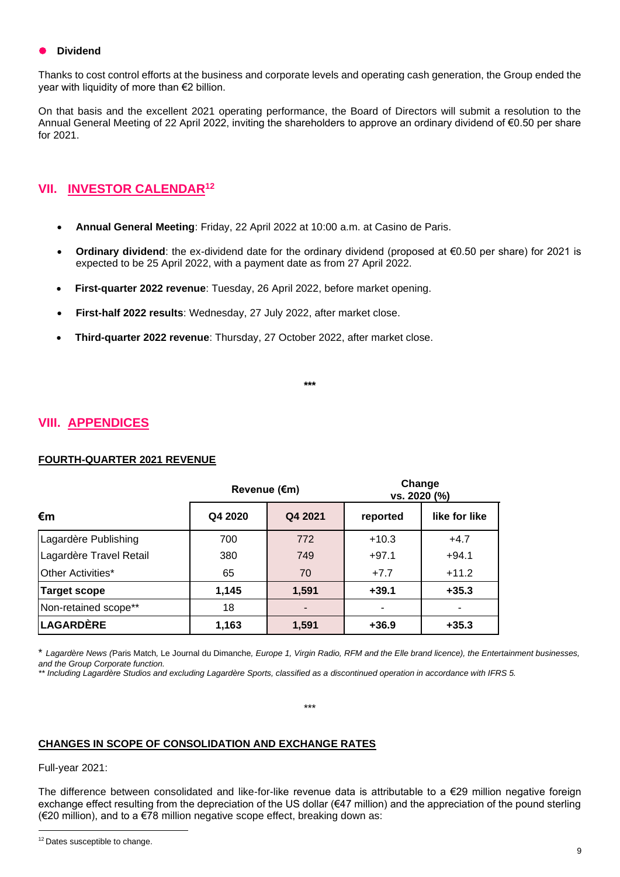- **Dividend**

Thanks to cost control efforts at the business and corporate levels and operating cash generation, the Group ended the year with liquidity of more than €2 billion.

On that basis and the excellent 2021 operating performance, the Board of Directors will submit a resolution to the Annual General Meeting of 22 April 2022, inviting the shareholders to approve an ordinary dividend of €0.50 per share for 2021.

## VII. INVESTOR CALENDAR[12]

- **Annual General Meeting**: Friday, 22 April 2022 at 10:00 a.m. at Casino de Paris.
- **Ordinary dividend**: the ex-dividend date for the ordinary dividend (proposed at €0.50 per share) for 2021 is expected to be 25 April 2022, with a payment date as from 27 April 2022.
- **First-quarter 2022 revenue**: Tuesday, 26 April 2022, before market opening.
- **First-half 2022 results**: Wednesday, 27 July 2022, after market close.
- **Third-quarter 2022 revenue**: Thursday, 27 October 2022, after market close.

***

## VIII. APPENDICES

### FOURTH-QUARTER 2021 REVENUE

| | Revenue (€m) | | Change vs. 2020 (%) | |
|---|---|---|---|---|
| **€m** | **Q4 2020** | **Q4 2021** | **reported** | **like for like** |
| Lagardère Publishing | 700 | 772 | +10.3 | +4.7 |
| Lagardère Travel Retail | 380 | 749 | +97.1 | +94.1 |
| Other Activities* | 65 | 70 | +7.7 | +11.2 |
| **Target scope** | **1,145** | **1,591** | **+39.1** | **+35.3** |
| Non-retained scope** | 18 | - | - | - |
| **LAGARDÈRE** | **1,163** | **1,591** | **+36.9** | **+35.3** |

\* *Lagardère News (*Paris Match*,* Le Journal du Dimanche*, Europe 1, Virgin Radio, RFM and the Elle brand licence), the Entertainment businesses, and the Group Corporate function.*

*** Including Lagardère Studios and excluding Lagardère Sports, classified as a discontinued operation in accordance with IFRS 5.*

***

### CHANGES IN SCOPE OF CONSOLIDATION AND EXCHANGE RATES

Full-year 2021:

The difference between consolidated and like-for-like revenue data is attributable to a €29 million negative foreign exchange effect resulting from the depreciation of the US dollar (€47 million) and the appreciation of the pound sterling (€20 million), and to a €78 million negative scope effect, breaking down as:

[12] Dates susceptible to change.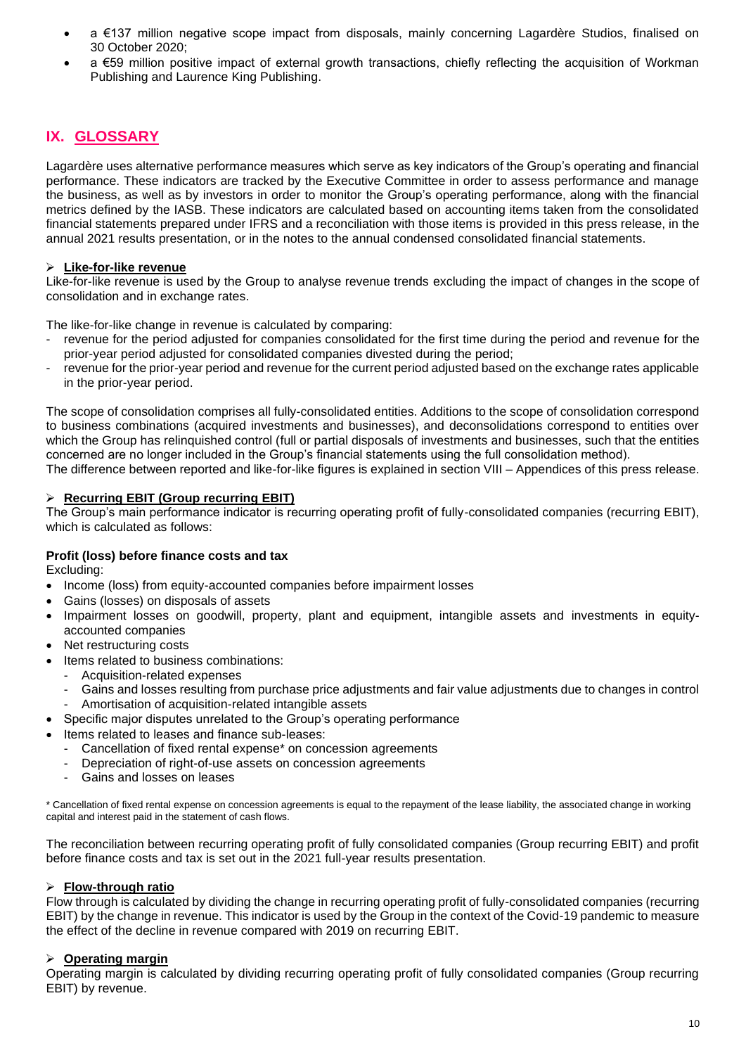- a €137 million negative scope impact from disposals, mainly concerning Lagardère Studios, finalised on 30 October 2020;
- a €59 million positive impact of external growth transactions, chiefly reflecting the acquisition of Workman Publishing and Laurence King Publishing.

## IX. GLOSSARY

Lagardère uses alternative performance measures which serve as key indicators of the Group's operating and financial performance. These indicators are tracked by the Executive Committee in order to assess performance and manage the business, as well as by investors in order to monitor the Group's operating performance, along with the financial metrics defined by the IASB. These indicators are calculated based on accounting items taken from the consolidated financial statements prepared under IFRS and a reconciliation with those items is provided in this press release, in the annual 2021 results presentation, or in the notes to the annual condensed consolidated financial statements.

### ➢ Like-for-like revenue

Like-for-like revenue is used by the Group to analyse revenue trends excluding the impact of changes in the scope of consolidation and in exchange rates.

The like-for-like change in revenue is calculated by comparing:

- revenue for the period adjusted for companies consolidated for the first time during the period and revenue for the prior-year period adjusted for consolidated companies divested during the period;
- revenue for the prior-year period and revenue for the current period adjusted based on the exchange rates applicable in the prior-year period.

The scope of consolidation comprises all fully-consolidated entities. Additions to the scope of consolidation correspond to business combinations (acquired investments and businesses), and deconsolidations correspond to entities over which the Group has relinquished control (full or partial disposals of investments and businesses, such that the entities concerned are no longer included in the Group's financial statements using the full consolidation method).
The difference between reported and like-for-like figures is explained in section VIII – Appendices of this press release.

### ➢ Recurring EBIT (Group recurring EBIT)

The Group's main performance indicator is recurring operating profit of fully-consolidated companies (recurring EBIT), which is calculated as follows:

**Profit (loss) before finance costs and tax**

Excluding:

- Income (loss) from equity-accounted companies before impairment losses
- Gains (losses) on disposals of assets
- Impairment losses on goodwill, property, plant and equipment, intangible assets and investments in equity-accounted companies
- Net restructuring costs
- Items related to business combinations:
  - Acquisition-related expenses
  - Gains and losses resulting from purchase price adjustments and fair value adjustments due to changes in control
  - Amortisation of acquisition-related intangible assets
- Specific major disputes unrelated to the Group's operating performance
- Items related to leases and finance sub-leases:
  - Cancellation of fixed rental expense* on concession agreements
  - Depreciation of right-of-use assets on concession agreements
  - Gains and losses on leases

\* Cancellation of fixed rental expense on concession agreements is equal to the repayment of the lease liability, the associated change in working capital and interest paid in the statement of cash flows.

The reconciliation between recurring operating profit of fully consolidated companies (Group recurring EBIT) and profit before finance costs and tax is set out in the 2021 full-year results presentation.

### ➢ Flow-through ratio

Flow through is calculated by dividing the change in recurring operating profit of fully-consolidated companies (recurring EBIT) by the change in revenue. This indicator is used by the Group in the context of the Covid-19 pandemic to measure the effect of the decline in revenue compared with 2019 on recurring EBIT.

### ➢ Operating margin

Operating margin is calculated by dividing recurring operating profit of fully consolidated companies (Group recurring EBIT) by revenue.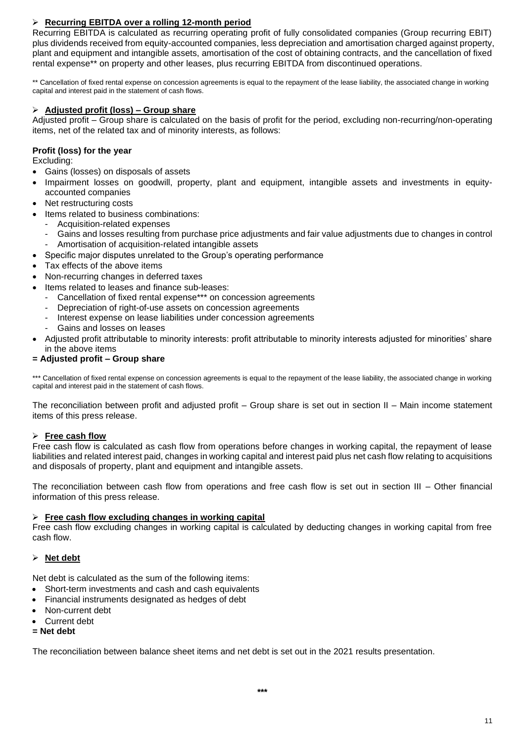- **Recurring EBITDA over a rolling 12-month period**

Recurring EBITDA is calculated as recurring operating profit of fully consolidated companies (Group recurring EBIT) plus dividends received from equity-accounted companies, less depreciation and amortisation charged against property, plant and equipment and intangible assets, amortisation of the cost of obtaining contracts, and the cancellation of fixed rental expense** on property and other leases, plus recurring EBITDA from discontinued operations.

** Cancellation of fixed rental expense on concession agreements is equal to the repayment of the lease liability, the associated change in working capital and interest paid in the statement of cash flows.

- **Adjusted profit (loss) – Group share**

Adjusted profit – Group share is calculated on the basis of profit for the period, excluding non-recurring/non-operating items, net of the related tax and of minority interests, as follows:

**Profit (loss) for the year**

Excluding:

- Gains (losses) on disposals of assets
- Impairment losses on goodwill, property, plant and equipment, intangible assets and investments in equity-accounted companies
- Net restructuring costs
- Items related to business combinations:
  - Acquisition-related expenses
  - Gains and losses resulting from purchase price adjustments and fair value adjustments due to changes in control
  - Amortisation of acquisition-related intangible assets
- Specific major disputes unrelated to the Group's operating performance
- Tax effects of the above items
- Non-recurring changes in deferred taxes
- Items related to leases and finance sub-leases:
  - Cancellation of fixed rental expense*** on concession agreements
  - Depreciation of right-of-use assets on concession agreements
  - Interest expense on lease liabilities under concession agreements
  - Gains and losses on leases
- Adjusted profit attributable to minority interests: profit attributable to minority interests adjusted for minorities' share in the above items

**= Adjusted profit – Group share**

*** Cancellation of fixed rental expense on concession agreements is equal to the repayment of the lease liability, the associated change in working capital and interest paid in the statement of cash flows.

The reconciliation between profit and adjusted profit – Group share is set out in section II – Main income statement items of this press release.

- **Free cash flow**

Free cash flow is calculated as cash flow from operations before changes in working capital, the repayment of lease liabilities and related interest paid, changes in working capital and interest paid plus net cash flow relating to acquisitions and disposals of property, plant and equipment and intangible assets.

The reconciliation between cash flow from operations and free cash flow is set out in section III – Other financial information of this press release.

- **Free cash flow excluding changes in working capital**

Free cash flow excluding changes in working capital is calculated by deducting changes in working capital from free cash flow.

- **Net debt**

Net debt is calculated as the sum of the following items:

- Short-term investments and cash and cash equivalents
- Financial instruments designated as hedges of debt
- Non-current debt
- Current debt

**= Net debt**

The reconciliation between balance sheet items and net debt is set out in the 2021 results presentation.

***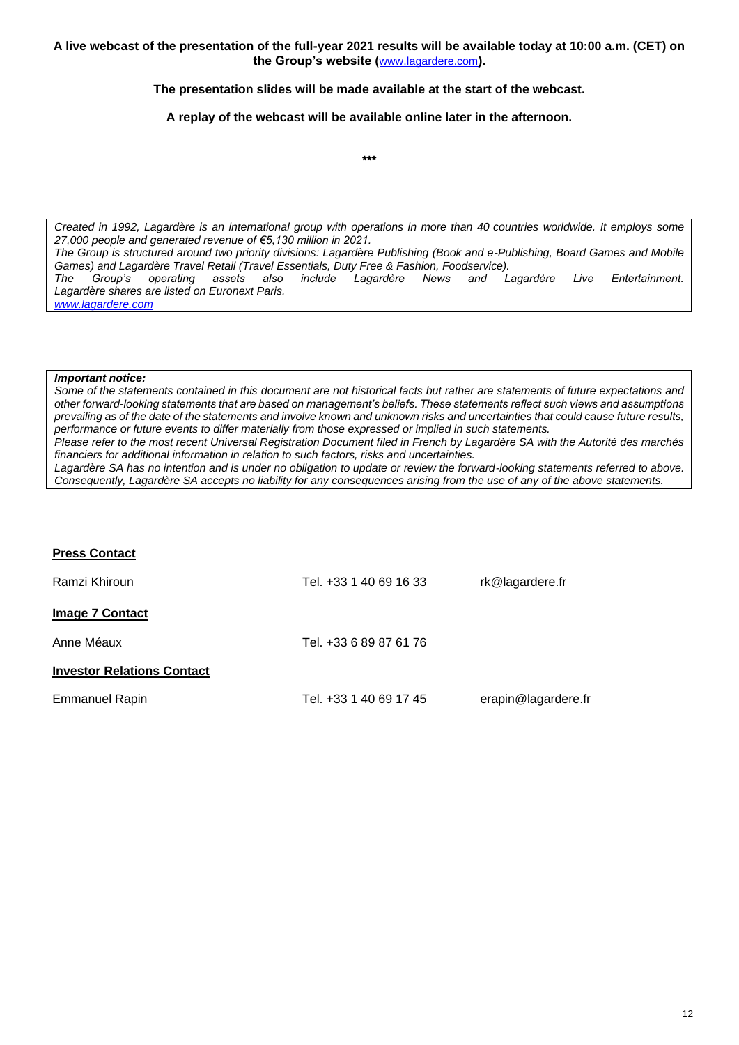**A live webcast of the presentation of the full-year 2021 results will be available today at 10:00 a.m. (CET) on the Group's website (**www.lagardere.com**).**

**The presentation slides will be made available at the start of the webcast.**

**A replay of the webcast will be available online later in the afternoon.**

\*\*\*

*Created in 1992, Lagardère is an international group with operations in more than 40 countries worldwide. It employs some 27,000 people and generated revenue of €5,130 million in 2021.*
*The Group is structured around two priority divisions: Lagardère Publishing (Book and e-Publishing, Board Games and Mobile Games) and Lagardère Travel Retail (Travel Essentials, Duty Free & Fashion, Foodservice).*
*The Group's operating assets also include Lagardère News and Lagardère Live Entertainment.*
*Lagardère shares are listed on Euronext Paris.*
*www.lagardere.com*

***Important notice:***
*Some of the statements contained in this document are not historical facts but rather are statements of future expectations and other forward-looking statements that are based on management's beliefs. These statements reflect such views and assumptions prevailing as of the date of the statements and involve known and unknown risks and uncertainties that could cause future results, performance or future events to differ materially from those expressed or implied in such statements.*
*Please refer to the most recent Universal Registration Document filed in French by Lagardère SA with the Autorité des marchés financiers for additional information in relation to such factors, risks and uncertainties.*
*Lagardère SA has no intention and is under no obligation to update or review the forward-looking statements referred to above. Consequently, Lagardère SA accepts no liability for any consequences arising from the use of any of the above statements.*

| | | |
|---|---|---|
| **Press Contact** | | |
| Ramzi Khiroun | Tel. +33 1 40 69 16 33 | rk@lagardere.fr |
| **Image 7 Contact** | | |
| Anne Méaux | Tel. +33 6 89 87 61 76 | |
| **Investor Relations Contact** | | |
| Emmanuel Rapin | Tel. +33 1 40 69 17 45 | erapin@lagardere.fr |